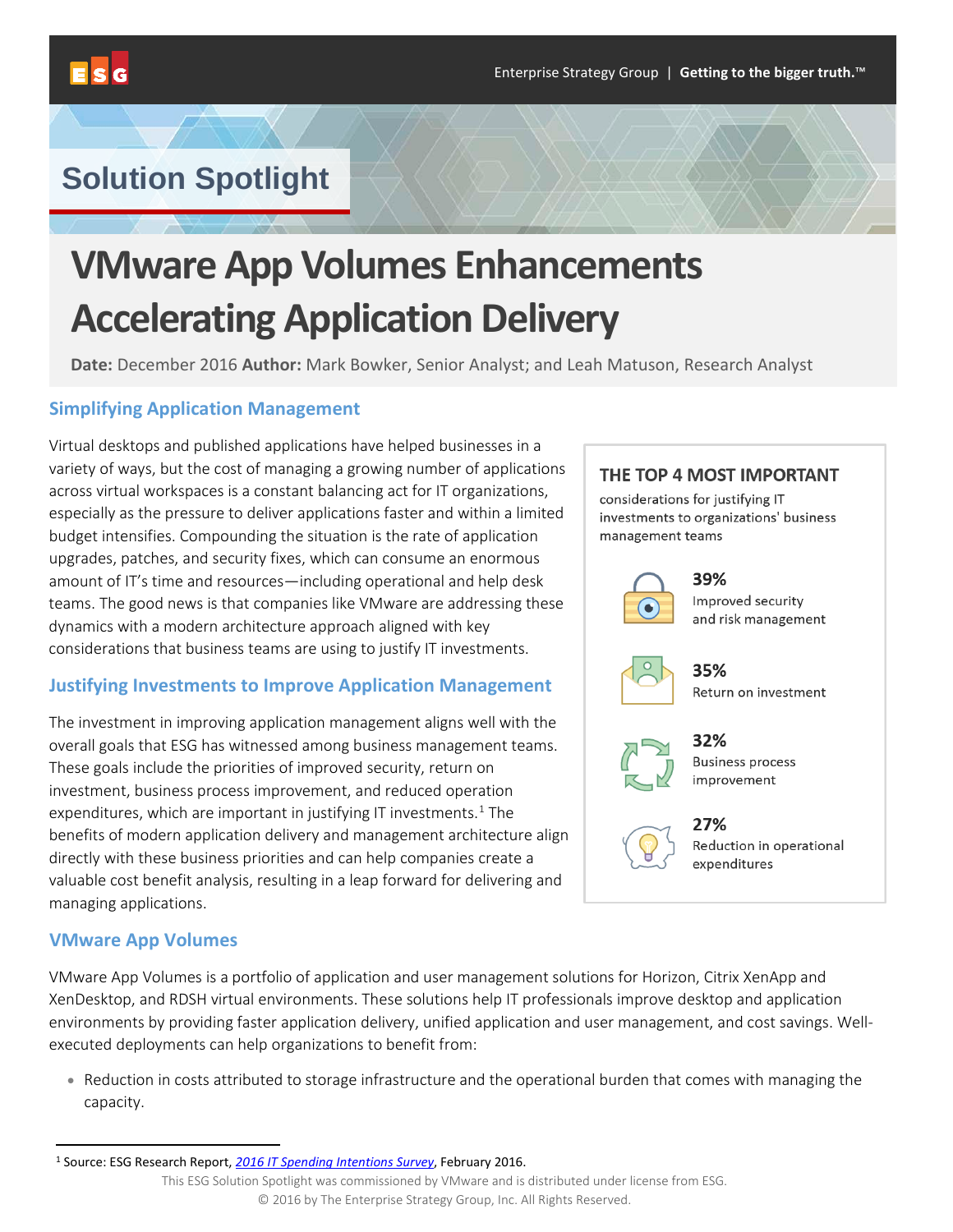Solution Spotlight

# VMware App Volumes Enhancements Accelerating Application Delivery

**Date:** December 2016 **Author:** Mark Bowker, Senior Analyst; and Leah Matuson, Research Analyst

## Simplifying Application Management

Virtual desktops and published applications have helped businesses in a variety of ways, but the cost of managing a growing number of applications across virtual workspaces is a constant balancing act for IT organizations, especially as the pressure to deliver applications faster and within a limited budget intensifies. Compounding the situation is the rate of application upgrades, patches, and security fixes, which can consume an enormous amount of IT's time and resources—including operational and help desk teams. The good news is that companies like VMware are addressing these dynamics with a modern architecture approach aligned with key considerations that business teams are using to justify IT investments.

## Justifying Investments to Improve Application Management

The investment in improving application management aligns well with the overall goals that ESG has witnessed among business management teams. These goals include the priorities of improved security, return on investment, business process improvement, and reduced operation expenditures, which are important in justifying IT investments.[1] The benefits of modern application delivery and management architecture align directly with these business priorities and can help companies create a valuable cost benefit analysis, resulting in a leap forward for delivering and managing applications.

**THE TOP 4 MOST IMPORTANT** considerations for justifying IT investments to organizations' business management teams

- **39%** Improved security and risk management
- **35%** Return on investment
- **32%** Business process improvement
- **27%** Reduction in operational expenditures

## VMware App Volumes

VMware App Volumes is a portfolio of application and user management solutions for Horizon, Citrix XenApp and XenDesktop, and RDSH virtual environments. These solutions help IT professionals improve desktop and application environments by providing faster application delivery, unified application and user management, and cost savings. Well-executed deployments can help organizations to benefit from:

- Reduction in costs attributed to storage infrastructure and the operational burden that comes with managing the capacity.

[1] Source: ESG Research Report, *2016 IT Spending Intentions Survey*, February 2016.

This ESG Solution Spotlight was commissioned by VMware and is distributed under license from ESG.

© 2016 by The Enterprise Strategy Group, Inc. All Rights Reserved.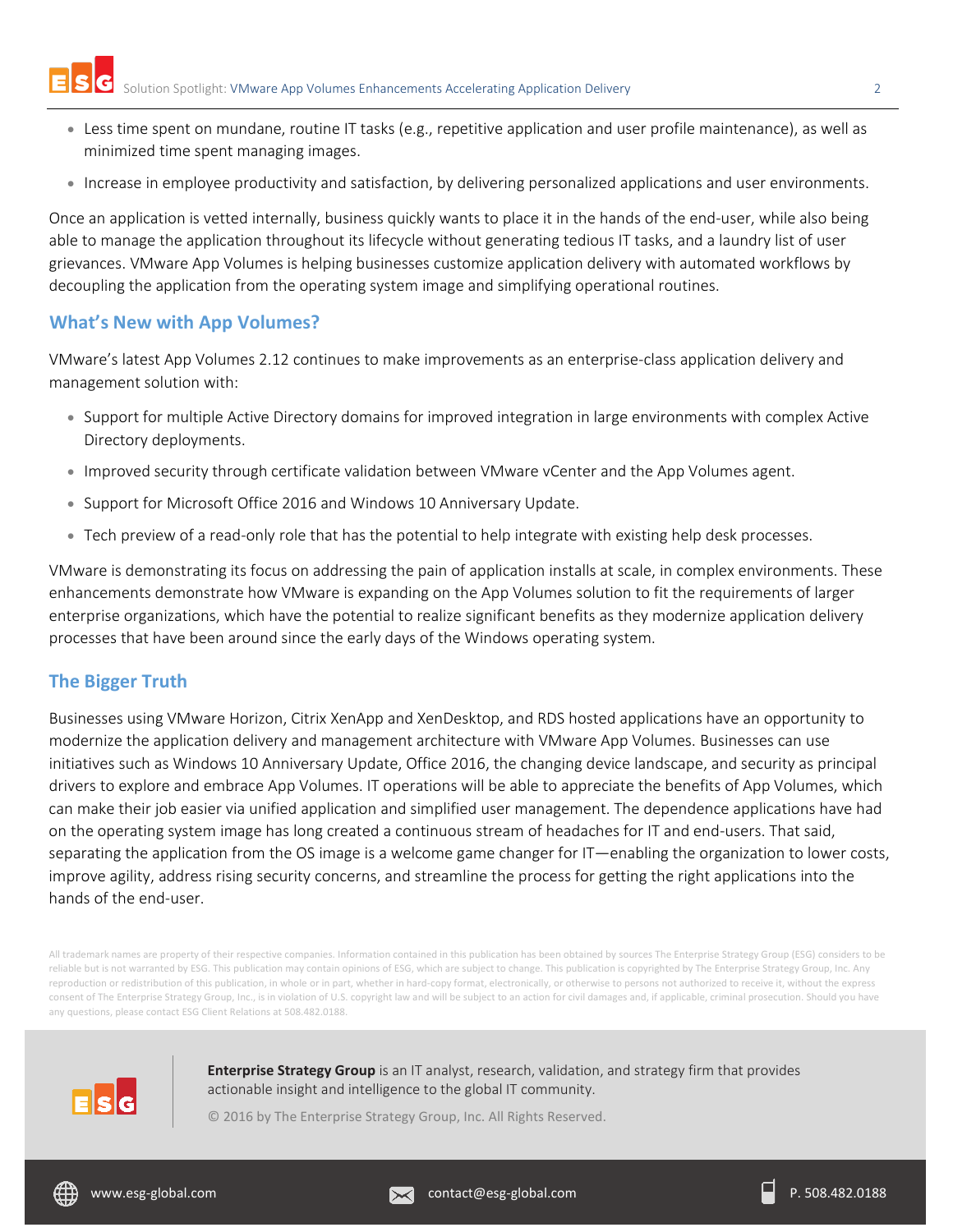- Less time spent on mundane, routine IT tasks (e.g., repetitive application and user profile maintenance), as well as minimized time spent managing images.
- Increase in employee productivity and satisfaction, by delivering personalized applications and user environments.

Once an application is vetted internally, business quickly wants to place it in the hands of the end-user, while also being able to manage the application throughout its lifecycle without generating tedious IT tasks, and a laundry list of user grievances. VMware App Volumes is helping businesses customize application delivery with automated workflows by decoupling the application from the operating system image and simplifying operational routines.

## What's New with App Volumes?

VMware's latest App Volumes 2.12 continues to make improvements as an enterprise-class application delivery and management solution with:

- Support for multiple Active Directory domains for improved integration in large environments with complex Active Directory deployments.
- Improved security through certificate validation between VMware vCenter and the App Volumes agent.
- Support for Microsoft Office 2016 and Windows 10 Anniversary Update.
- Tech preview of a read-only role that has the potential to help integrate with existing help desk processes.

VMware is demonstrating its focus on addressing the pain of application installs at scale, in complex environments. These enhancements demonstrate how VMware is expanding on the App Volumes solution to fit the requirements of larger enterprise organizations, which have the potential to realize significant benefits as they modernize application delivery processes that have been around since the early days of the Windows operating system.

## The Bigger Truth

Businesses using VMware Horizon, Citrix XenApp and XenDesktop, and RDS hosted applications have an opportunity to modernize the application delivery and management architecture with VMware App Volumes. Businesses can use initiatives such as Windows 10 Anniversary Update, Office 2016, the changing device landscape, and security as principal drivers to explore and embrace App Volumes. IT operations will be able to appreciate the benefits of App Volumes, which can make their job easier via unified application and simplified user management. The dependence applications have had on the operating system image has long created a continuous stream of headaches for IT and end-users. That said, separating the application from the OS image is a welcome game changer for IT—enabling the organization to lower costs, improve agility, address rising security concerns, and streamline the process for getting the right applications into the hands of the end-user.

All trademark names are property of their respective companies. Information contained in this publication has been obtained by sources The Enterprise Strategy Group (ESG) considers to be reliable but is not warranted by ESG. This publication may contain opinions of ESG, which are subject to change. This publication is copyrighted by The Enterprise Strategy Group, Inc. Any reproduction or redistribution of this publication, in whole or in part, whether in hard-copy format, electronically, or otherwise to persons not authorized to receive it, without the express consent of The Enterprise Strategy Group, Inc., is in violation of U.S. copyright law and will be subject to an action for civil damages and, if applicable, criminal prosecution. Should you have any questions, please contact ESG Client Relations at 508.482.0188.

**Enterprise Strategy Group** is an IT analyst, research, validation, and strategy firm that provides actionable insight and intelligence to the global IT community.

© 2016 by The Enterprise Strategy Group, Inc. All Rights Reserved.

www.esg-global.com contact@esg-global.com P. 508.482.0188